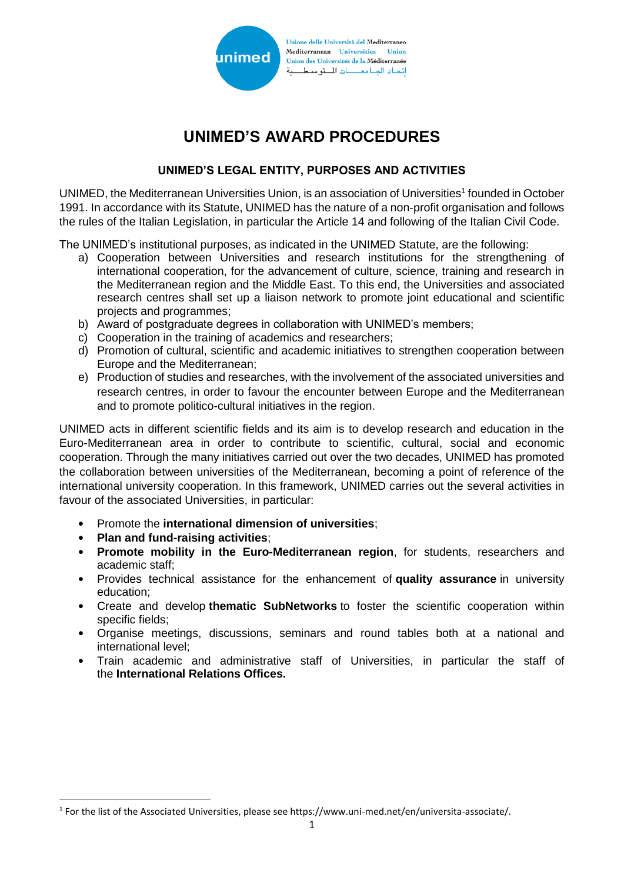# UNIMED'S AWARD PROCEDURES

## UNIMED'S LEGAL ENTITY, PURPOSES AND ACTIVITIES

UNIMED, the Mediterranean Universities Union, is an association of Universities[1] founded in October 1991. In accordance with its Statute, UNIMED has the nature of a non-profit organisation and follows the rules of the Italian Legislation, in particular the Article 14 and following of the Italian Civil Code.

The UNIMED's institutional purposes, as indicated in the UNIMED Statute, are the following:

a) Cooperation between Universities and research institutions for the strengthening of international cooperation, for the advancement of culture, science, training and research in the Mediterranean region and the Middle East. To this end, the Universities and associated research centres shall set up a liaison network to promote joint educational and scientific projects and programmes;
b) Award of postgraduate degrees in collaboration with UNIMED's members;
c) Cooperation in the training of academics and researchers;
d) Promotion of cultural, scientific and academic initiatives to strengthen cooperation between Europe and the Mediterranean;
e) Production of studies and researches, with the involvement of the associated universities and research centres, in order to favour the encounter between Europe and the Mediterranean and to promote politico-cultural initiatives in the region.

UNIMED acts in different scientific fields and its aim is to develop research and education in the Euro-Mediterranean area in order to contribute to scientific, cultural, social and economic cooperation. Through the many initiatives carried out over the two decades, UNIMED has promoted the collaboration between universities of the Mediterranean, becoming a point of reference of the international university cooperation. In this framework, UNIMED carries out the several activities in favour of the associated Universities, in particular:

- Promote the **international dimension of universities**;
- **Plan and fund-raising activities**;
- **Promote mobility in the Euro-Mediterranean region**, for students, researchers and academic staff;
- Provides technical assistance for the enhancement of **quality assurance** in university education;
- Create and develop **thematic SubNetworks** to foster the scientific cooperation within specific fields;
- Organise meetings, discussions, seminars and round tables both at a national and international level;
- Train academic and administrative staff of Universities, in particular the staff of the **International Relations Offices.**

[1] For the list of the Associated Universities, please see https://www.uni-med.net/en/universita-associate/.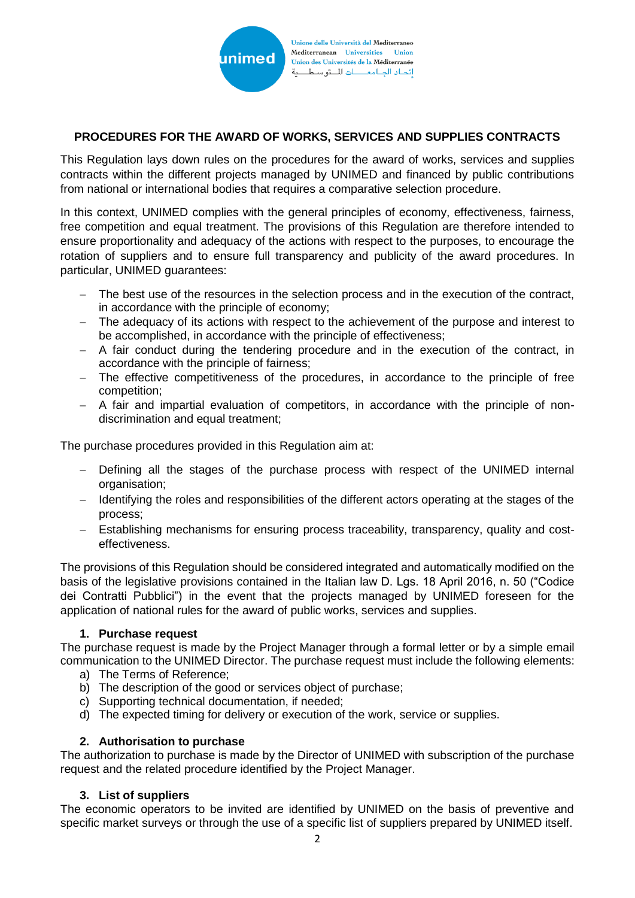## PROCEDURES FOR THE AWARD OF WORKS, SERVICES AND SUPPLIES CONTRACTS

This Regulation lays down rules on the procedures for the award of works, services and supplies contracts within the different projects managed by UNIMED and financed by public contributions from national or international bodies that requires a comparative selection procedure.

In this context, UNIMED complies with the general principles of economy, effectiveness, fairness, free competition and equal treatment. The provisions of this Regulation are therefore intended to ensure proportionality and adequacy of the actions with respect to the purposes, to encourage the rotation of suppliers and to ensure full transparency and publicity of the award procedures. In particular, UNIMED guarantees:

- The best use of the resources in the selection process and in the execution of the contract, in accordance with the principle of economy;
- The adequacy of its actions with respect to the achievement of the purpose and interest to be accomplished, in accordance with the principle of effectiveness;
- A fair conduct during the tendering procedure and in the execution of the contract, in accordance with the principle of fairness;
- The effective competitiveness of the procedures, in accordance to the principle of free competition;
- A fair and impartial evaluation of competitors, in accordance with the principle of non-discrimination and equal treatment;

The purchase procedures provided in this Regulation aim at:

- Defining all the stages of the purchase process with respect of the UNIMED internal organisation;
- Identifying the roles and responsibilities of the different actors operating at the stages of the process;
- Establishing mechanisms for ensuring process traceability, transparency, quality and cost-effectiveness.

The provisions of this Regulation should be considered integrated and automatically modified on the basis of the legislative provisions contained in the Italian law D. Lgs. 18 April 2016, n. 50 ("Codice dei Contratti Pubblici") in the event that the projects managed by UNIMED foreseen for the application of national rules for the award of public works, services and supplies.

### 1. Purchase request

The purchase request is made by the Project Manager through a formal letter or by a simple email communication to the UNIMED Director. The purchase request must include the following elements:

a) The Terms of Reference;
b) The description of the good or services object of purchase;
c) Supporting technical documentation, if needed;
d) The expected timing for delivery or execution of the work, service or supplies.

### 2. Authorisation to purchase

The authorization to purchase is made by the Director of UNIMED with subscription of the purchase request and the related procedure identified by the Project Manager.

### 3. List of suppliers

The economic operators to be invited are identified by UNIMED on the basis of preventive and specific market surveys or through the use of a specific list of suppliers prepared by UNIMED itself.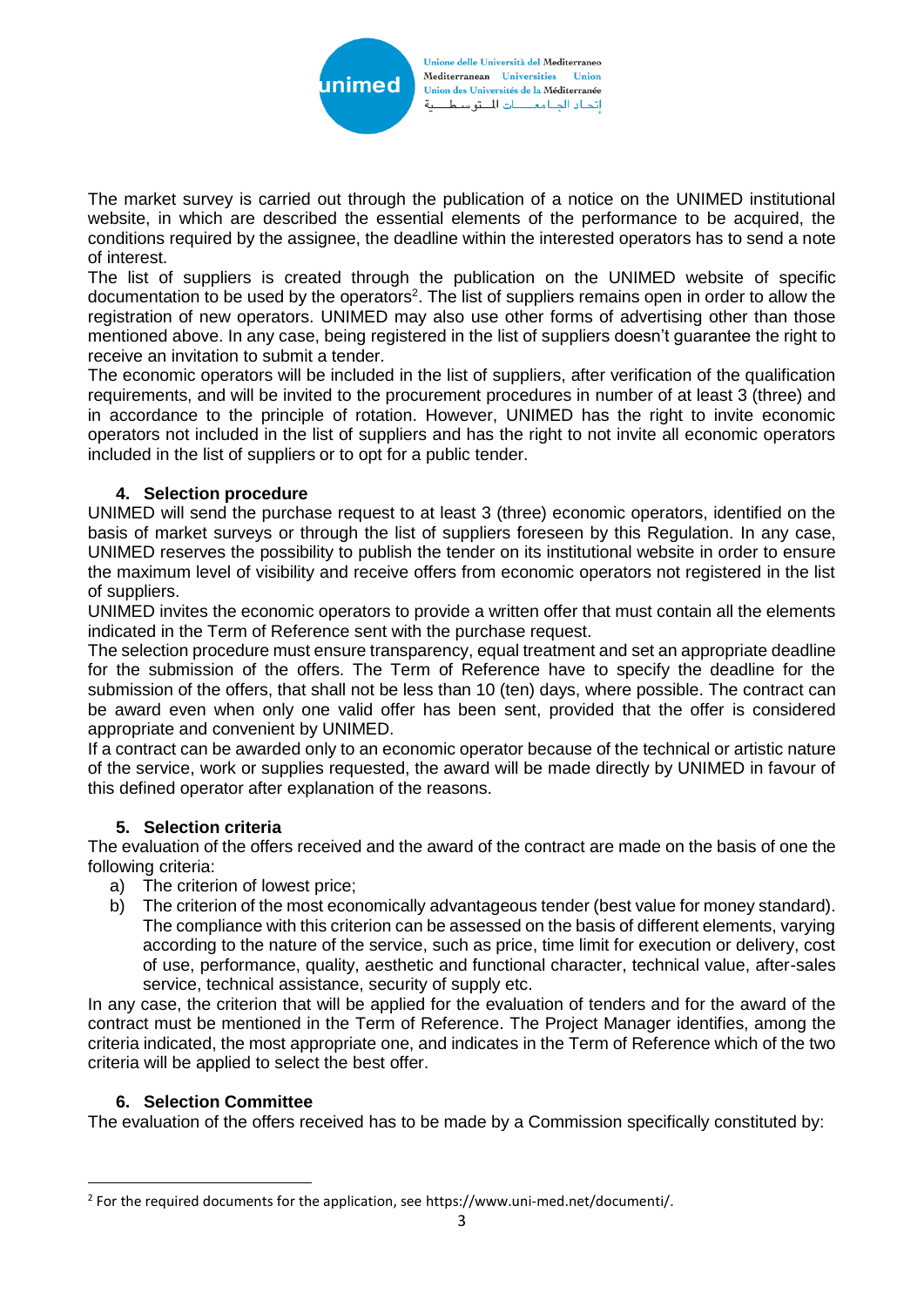The market survey is carried out through the publication of a notice on the UNIMED institutional website, in which are described the essential elements of the performance to be acquired, the conditions required by the assignee, the deadline within the interested operators has to send a note of interest.

The list of suppliers is created through the publication on the UNIMED website of specific documentation to be used by the operators[2]. The list of suppliers remains open in order to allow the registration of new operators. UNIMED may also use other forms of advertising other than those mentioned above. In any case, being registered in the list of suppliers doesn't guarantee the right to receive an invitation to submit a tender.

The economic operators will be included in the list of suppliers, after verification of the qualification requirements, and will be invited to the procurement procedures in number of at least 3 (three) and in accordance to the principle of rotation. However, UNIMED has the right to invite economic operators not included in the list of suppliers and has the right to not invite all economic operators included in the list of suppliers or to opt for a public tender.

## 4. Selection procedure

UNIMED will send the purchase request to at least 3 (three) economic operators, identified on the basis of market surveys or through the list of suppliers foreseen by this Regulation. In any case, UNIMED reserves the possibility to publish the tender on its institutional website in order to ensure the maximum level of visibility and receive offers from economic operators not registered in the list of suppliers.

UNIMED invites the economic operators to provide a written offer that must contain all the elements indicated in the Term of Reference sent with the purchase request.

The selection procedure must ensure transparency, equal treatment and set an appropriate deadline for the submission of the offers. The Term of Reference have to specify the deadline for the submission of the offers, that shall not be less than 10 (ten) days, where possible. The contract can be award even when only one valid offer has been sent, provided that the offer is considered appropriate and convenient by UNIMED.

If a contract can be awarded only to an economic operator because of the technical or artistic nature of the service, work or supplies requested, the award will be made directly by UNIMED in favour of this defined operator after explanation of the reasons.

## 5. Selection criteria

The evaluation of the offers received and the award of the contract are made on the basis of one the following criteria:

a) The criterion of lowest price;
b) The criterion of the most economically advantageous tender (best value for money standard). The compliance with this criterion can be assessed on the basis of different elements, varying according to the nature of the service, such as price, time limit for execution or delivery, cost of use, performance, quality, aesthetic and functional character, technical value, after-sales service, technical assistance, security of supply etc.

In any case, the criterion that will be applied for the evaluation of tenders and for the award of the contract must be mentioned in the Term of Reference. The Project Manager identifies, among the criteria indicated, the most appropriate one, and indicates in the Term of Reference which of the two criteria will be applied to select the best offer.

## 6. Selection Committee

The evaluation of the offers received has to be made by a Commission specifically constituted by:

---

[2] For the required documents for the application, see https://www.uni-med.net/documenti/.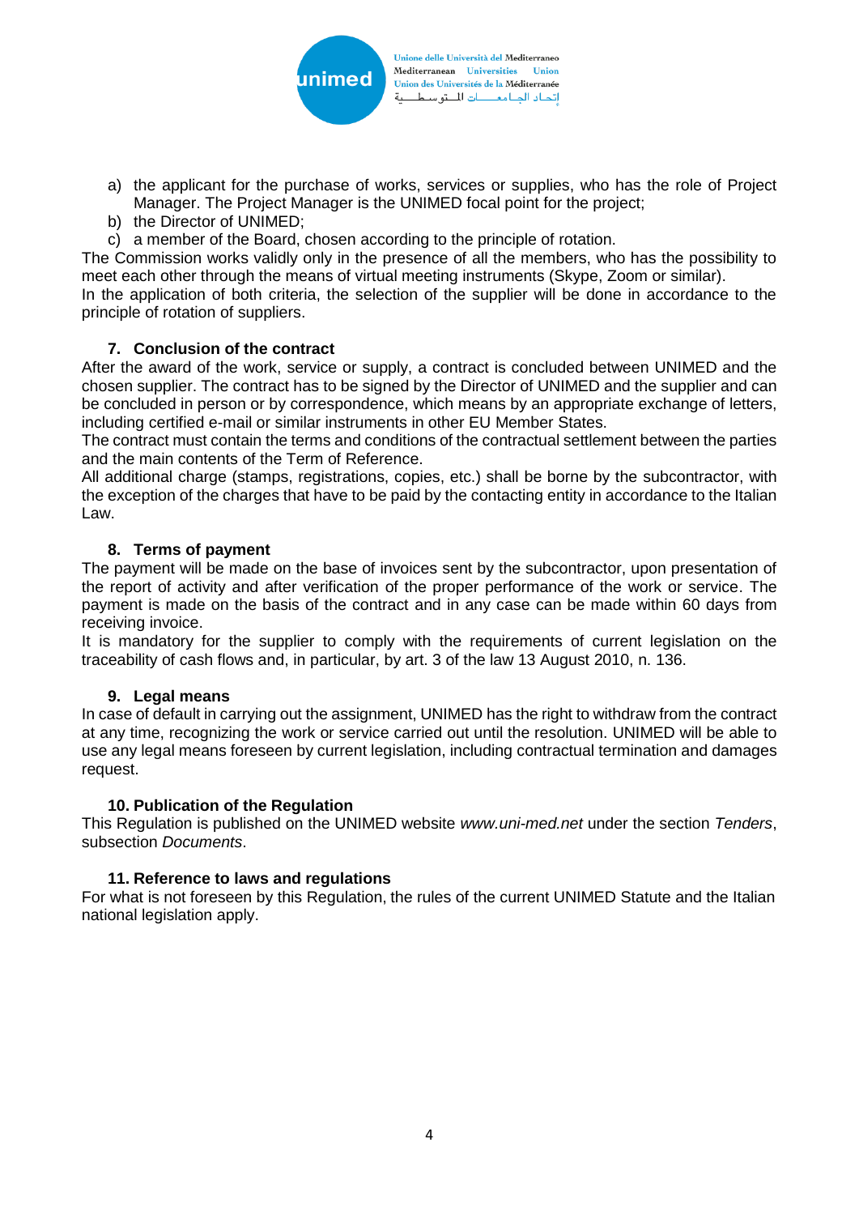a) the applicant for the purchase of works, services or supplies, who has the role of Project Manager. The Project Manager is the UNIMED focal point for the project;
b) the Director of UNIMED;
c) a member of the Board, chosen according to the principle of rotation.

The Commission works validly only in the presence of all the members, who has the possibility to meet each other through the means of virtual meeting instruments (Skype, Zoom or similar).
In the application of both criteria, the selection of the supplier will be done in accordance to the principle of rotation of suppliers.

### 7. Conclusion of the contract

After the award of the work, service or supply, a contract is concluded between UNIMED and the chosen supplier. The contract has to be signed by the Director of UNIMED and the supplier and can be concluded in person or by correspondence, which means by an appropriate exchange of letters, including certified e-mail or similar instruments in other EU Member States.
The contract must contain the terms and conditions of the contractual settlement between the parties and the main contents of the Term of Reference.
All additional charge (stamps, registrations, copies, etc.) shall be borne by the subcontractor, with the exception of the charges that have to be paid by the contacting entity in accordance to the Italian Law.

### 8. Terms of payment

The payment will be made on the base of invoices sent by the subcontractor, upon presentation of the report of activity and after verification of the proper performance of the work or service. The payment is made on the basis of the contract and in any case can be made within 60 days from receiving invoice.
It is mandatory for the supplier to comply with the requirements of current legislation on the traceability of cash flows and, in particular, by art. 3 of the law 13 August 2010, n. 136.

### 9. Legal means

In case of default in carrying out the assignment, UNIMED has the right to withdraw from the contract at any time, recognizing the work or service carried out until the resolution. UNIMED will be able to use any legal means foreseen by current legislation, including contractual termination and damages request.

### 10. Publication of the Regulation

This Regulation is published on the UNIMED website *www.uni-med.net* under the section *Tenders*, subsection *Documents*.

### 11. Reference to laws and regulations

For what is not foreseen by this Regulation, the rules of the current UNIMED Statute and the Italian national legislation apply.